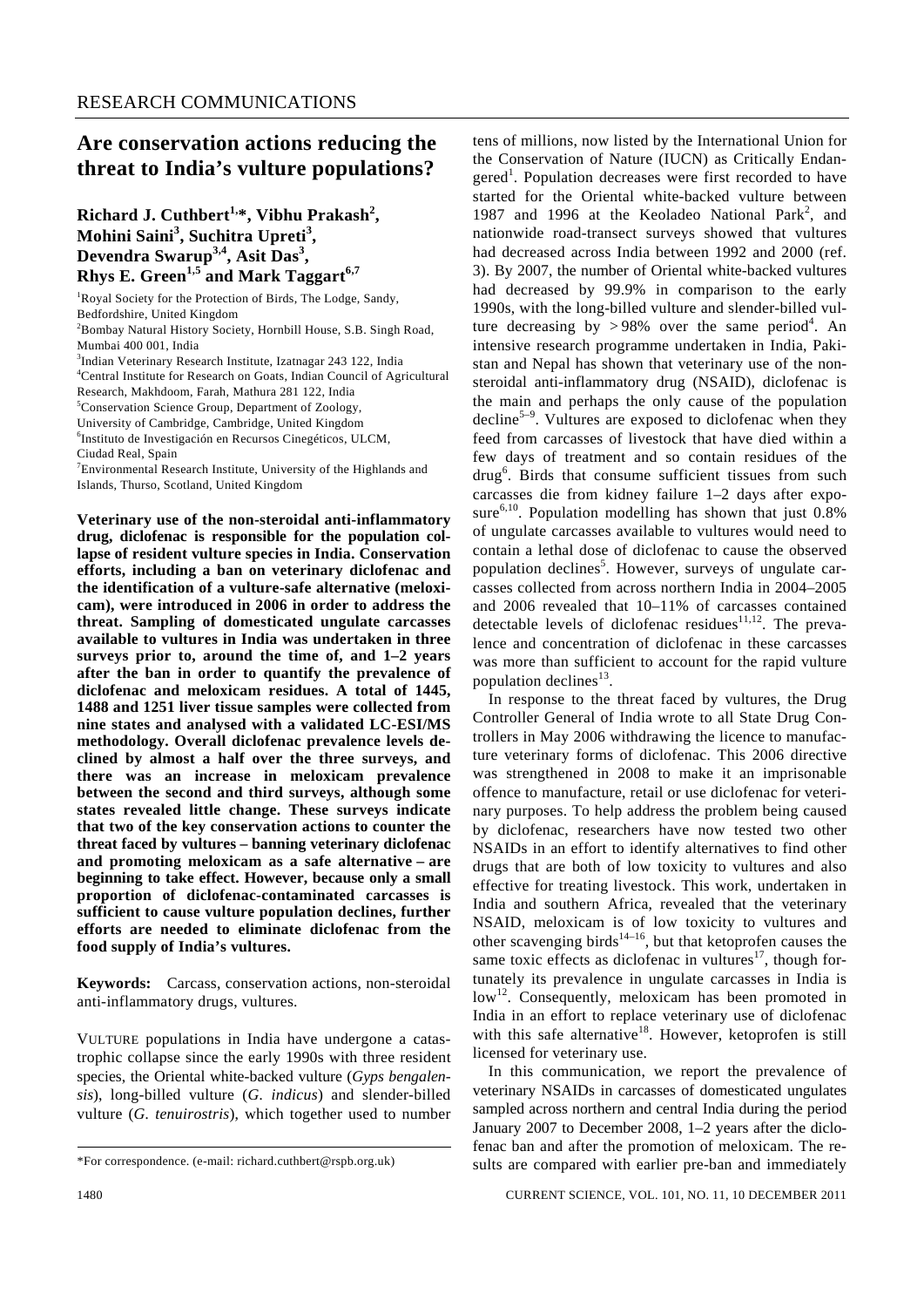RESEARCH COMMUNICATIONS

# Are conservation actions reducing the threat to India's vulture populations?

**Richard J. Cuthbert[1,*], Vibhu Prakash[2], Mohini Saini[3], Suchitra Upreti[3], Devendra Swarup[3,4], Asit Das[3], Rhys E. Green[1,5] and Mark Taggart[6,7]**

[1]Royal Society for the Protection of Birds, The Lodge, Sandy, Bedfordshire, United Kingdom
[2]Bombay Natural History Society, Hornbill House, S.B. Singh Road, Mumbai 400 001, India
[3]Indian Veterinary Research Institute, Izatnagar 243 122, India
[4]Central Institute for Research on Goats, Indian Council of Agricultural Research, Makhdoom, Farah, Mathura 281 122, India
[5]Conservation Science Group, Department of Zoology, University of Cambridge, Cambridge, United Kingdom
[6]Instituto de Investigación en Recursos Cinegéticos, ULCM, Ciudad Real, Spain
[7]Environmental Research Institute, University of the Highlands and Islands, Thurso, Scotland, United Kingdom

**Veterinary use of the non-steroidal anti-inflammatory drug, diclofenac is responsible for the population collapse of resident vulture species in India. Conservation efforts, including a ban on veterinary diclofenac and the identification of a vulture-safe alternative (meloxicam), were introduced in 2006 in order to address the threat. Sampling of domesticated ungulate carcasses available to vultures in India was undertaken in three surveys prior to, around the time of, and 1–2 years after the ban in order to quantify the prevalence of diclofenac and meloxicam residues. A total of 1445, 1488 and 1251 liver tissue samples were collected from nine states and analysed with a validated LC-ESI/MS methodology. Overall diclofenac prevalence levels declined by almost a half over the three surveys, and there was an increase in meloxicam prevalence between the second and third surveys, although some states revealed little change. These surveys indicate that two of the key conservation actions to counter the threat faced by vultures – banning veterinary diclofenac and promoting meloxicam as a safe alternative – are beginning to take effect. However, because only a small proportion of diclofenac-contaminated carcasses is sufficient to cause vulture population declines, further efforts are needed to eliminate diclofenac from the food supply of India's vultures.**

**Keywords:** Carcass, conservation actions, non-steroidal anti-inflammatory drugs, vultures.

VULTURE populations in India have undergone a catastrophic collapse since the early 1990s with three resident species, the Oriental white-backed vulture (*Gyps bengalensis*), long-billed vulture (*G. indicus*) and slender-billed vulture (*G. tenuirostris*), which together used to number tens of millions, now listed by the International Union for the Conservation of Nature (IUCN) as Critically Endangered[1]. Population decreases were first recorded to have started for the Oriental white-backed vulture between 1987 and 1996 at the Keoladeo National Park[2], and nationwide road-transect surveys showed that vultures had decreased across India between 1992 and 2000 (ref. 3). By 2007, the number of Oriental white-backed vultures had decreased by 99.9% in comparison to the early 1990s, with the long-billed vulture and slender-billed vulture decreasing by > 98% over the same period[4]. An intensive research programme undertaken in India, Pakistan and Nepal has shown that veterinary use of the non-steroidal anti-inflammatory drug (NSAID), diclofenac is the main and perhaps the only cause of the population decline[5–9]. Vultures are exposed to diclofenac when they feed from carcasses of livestock that have died within a few days of treatment and so contain residues of the drug[6]. Birds that consume sufficient tissues from such carcasses die from kidney failure 1–2 days after exposure[6,10]. Population modelling has shown that just 0.8% of ungulate carcasses available to vultures would need to contain a lethal dose of diclofenac to cause the observed population declines[5]. However, surveys of ungulate carcasses collected from across northern India in 2004–2005 and 2006 revealed that 10–11% of carcasses contained detectable levels of diclofenac residues[11,12]. The prevalence and concentration of diclofenac in these carcasses was more than sufficient to account for the rapid vulture population declines[13].

In response to the threat faced by vultures, the Drug Controller General of India wrote to all State Drug Controllers in May 2006 withdrawing the licence to manufacture veterinary forms of diclofenac. This 2006 directive was strengthened in 2008 to make it an imprisonable offence to manufacture, retail or use diclofenac for veterinary purposes. To help address the problem being caused by diclofenac, researchers have now tested two other NSAIDs in an effort to identify alternatives to find other drugs that are both of low toxicity to vultures and also effective for treating livestock. This work, undertaken in India and southern Africa, revealed that the veterinary NSAID, meloxicam is of low toxicity to vultures and other scavenging birds[14–16], but that ketoprofen causes the same toxic effects as diclofenac in vultures[17], though fortunately its prevalence in ungulate carcasses in India is low[12]. Consequently, meloxicam has been promoted in India in an effort to replace veterinary use of diclofenac with this safe alternative[18]. However, ketoprofen is still licensed for veterinary use.

In this communication, we report the prevalence of veterinary NSAIDs in carcasses of domesticated ungulates sampled across northern and central India during the period January 2007 to December 2008, 1–2 years after the diclofenac ban and after the promotion of meloxicam. The results are compared with earlier pre-ban and immediately

*For correspondence. (e-mail: richard.cuthbert@rspb.org.uk)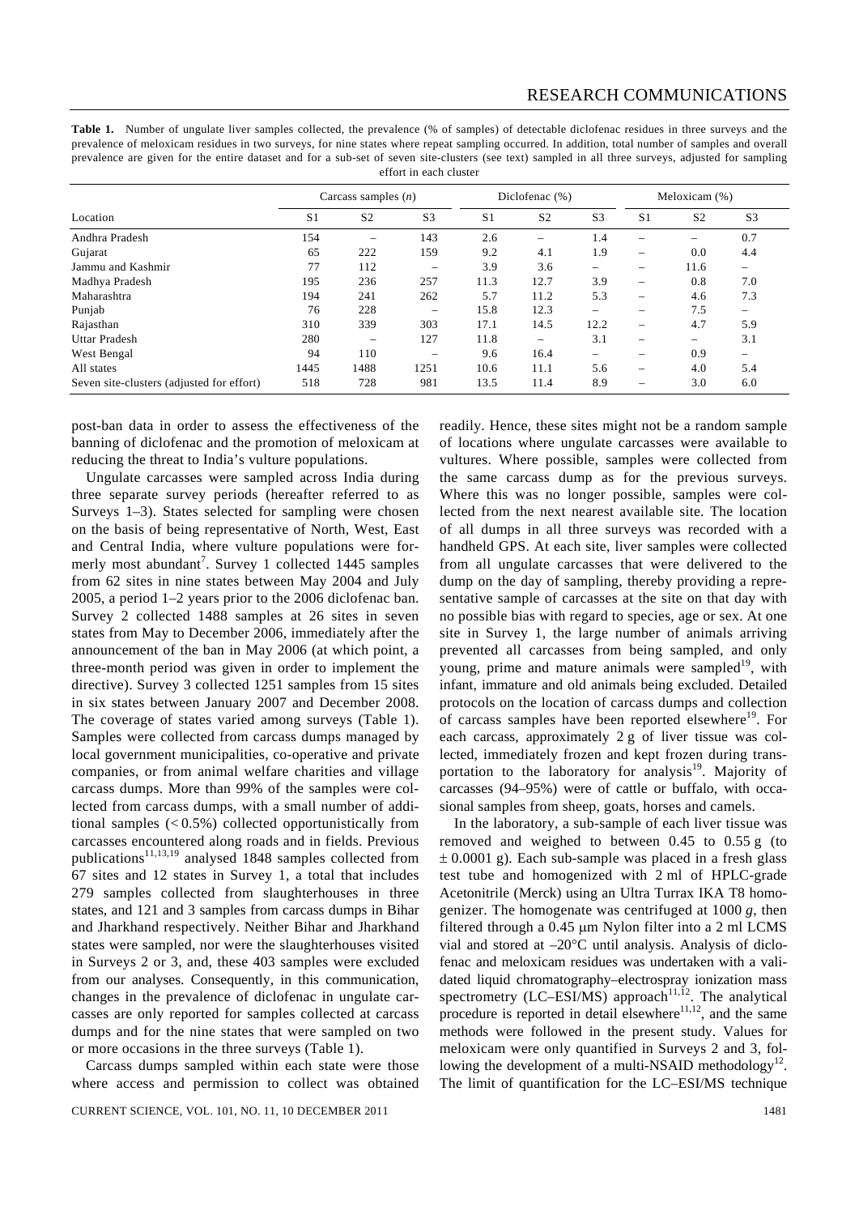**Table 1.** Number of ungulate liver samples collected, the prevalence (% of samples) of detectable diclofenac residues in three surveys and the prevalence of meloxicam residues in two surveys, for nine states where repeat sampling occurred. In addition, total number of samples and overall prevalence are given for the entire dataset and for a sub-set of seven site-clusters (see text) sampled in all three surveys, adjusted for sampling effort in each cluster

| Location | Carcass samples (*n*) | | | Diclofenac (%) | | | Meloxicam (%) | | |
|---|---|---|---|---|---|---|---|---|---|
| | S1 | S2 | S3 | S1 | S2 | S3 | S1 | S2 | S3 |
| Andhra Pradesh | 154 | – | 143 | 2.6 | – | 1.4 | – | – | 0.7 |
| Gujarat | 65 | 222 | 159 | 9.2 | 4.1 | 1.9 | – | 0.0 | 4.4 |
| Jammu and Kashmir | 77 | 112 | – | 3.9 | 3.6 | – | – | 11.6 | – |
| Madhya Pradesh | 195 | 236 | 257 | 11.3 | 12.7 | 3.9 | – | 0.8 | 7.0 |
| Maharashtra | 194 | 241 | 262 | 5.7 | 11.2 | 5.3 | – | 4.6 | 7.3 |
| Punjab | 76 | 228 | – | 15.8 | 12.3 | – | – | 7.5 | – |
| Rajasthan | 310 | 339 | 303 | 17.1 | 14.5 | 12.2 | – | 4.7 | 5.9 |
| Uttar Pradesh | 280 | – | 127 | 11.8 | – | 3.1 | – | – | 3.1 |
| West Bengal | 94 | 110 | – | 9.6 | 16.4 | – | – | 0.9 | – |
| All states | 1445 | 1488 | 1251 | 10.6 | 11.1 | 5.6 | – | 4.0 | 5.4 |
| Seven site-clusters (adjusted for effort) | 518 | 728 | 981 | 13.5 | 11.4 | 8.9 | – | 3.0 | 6.0 |

post-ban data in order to assess the effectiveness of the banning of diclofenac and the promotion of meloxicam at reducing the threat to India's vulture populations.

Ungulate carcasses were sampled across India during three separate survey periods (hereafter referred to as Surveys 1–3). States selected for sampling were chosen on the basis of being representative of North, West, East and Central India, where vulture populations were formerly most abundant[7]. Survey 1 collected 1445 samples from 62 sites in nine states between May 2004 and July 2005, a period 1–2 years prior to the 2006 diclofenac ban. Survey 2 collected 1488 samples at 26 sites in seven states from May to December 2006, immediately after the announcement of the ban in May 2006 (at which point, a three-month period was given in order to implement the directive). Survey 3 collected 1251 samples from 15 sites in six states between January 2007 and December 2008. The coverage of states varied among surveys (Table 1). Samples were collected from carcass dumps managed by local government municipalities, co-operative and private companies, or from animal welfare charities and village carcass dumps. More than 99% of the samples were collected from carcass dumps, with a small number of additional samples (< 0.5%) collected opportunistically from carcasses encountered along roads and in fields. Previous publications[11,13,19] analysed 1848 samples collected from 67 sites and 12 states in Survey 1, a total that includes 279 samples collected from slaughterhouses in three states, and 121 and 3 samples from carcass dumps in Bihar and Jharkhand respectively. Neither Bihar and Jharkhand states were sampled, nor were the slaughterhouses visited in Surveys 2 or 3, and, these 403 samples were excluded from our analyses. Consequently, in this communication, changes in the prevalence of diclofenac in ungulate carcasses are only reported for samples collected at carcass dumps and for the nine states that were sampled on two or more occasions in the three surveys (Table 1).

Carcass dumps sampled within each state were those where access and permission to collect was obtained readily. Hence, these sites might not be a random sample of locations where ungulate carcasses were available to vultures. Where possible, samples were collected from the same carcass dump as for the previous surveys. Where this was no longer possible, samples were collected from the next nearest available site. The location of all dumps in all three surveys was recorded with a handheld GPS. At each site, liver samples were collected from all ungulate carcasses that were delivered to the dump on the day of sampling, thereby providing a representative sample of carcasses at the site on that day with no possible bias with regard to species, age or sex. At one site in Survey 1, the large number of animals arriving prevented all carcasses from being sampled, and only young, prime and mature animals were sampled[19], with infant, immature and old animals being excluded. Detailed protocols on the location of carcass dumps and collection of carcass samples have been reported elsewhere[19]. For each carcass, approximately 2 g of liver tissue was collected, immediately frozen and kept frozen during transportation to the laboratory for analysis[19]. Majority of carcasses (94–95%) were of cattle or buffalo, with occasional samples from sheep, goats, horses and camels.

In the laboratory, a sub-sample of each liver tissue was removed and weighed to between 0.45 to 0.55 g (to ± 0.0001 g). Each sub-sample was placed in a fresh glass test tube and homogenized with 2 ml of HPLC-grade Acetonitrile (Merck) using an Ultra Turrax IKA T8 homogenizer. The homogenate was centrifuged at 1000 *g*, then filtered through a 0.45 μm Nylon filter into a 2 ml LCMS vial and stored at –20°C until analysis. Analysis of diclofenac and meloxicam residues was undertaken with a validated liquid chromatography–electrospray ionization mass spectrometry (LC–ESI/MS) approach[11,12]. The analytical procedure is reported in detail elsewhere[11,12], and the same methods were followed in the present study. Values for meloxicam were only quantified in Surveys 2 and 3, following the development of a multi-NSAID methodology[12]. The limit of quantification for the LC–ESI/MS technique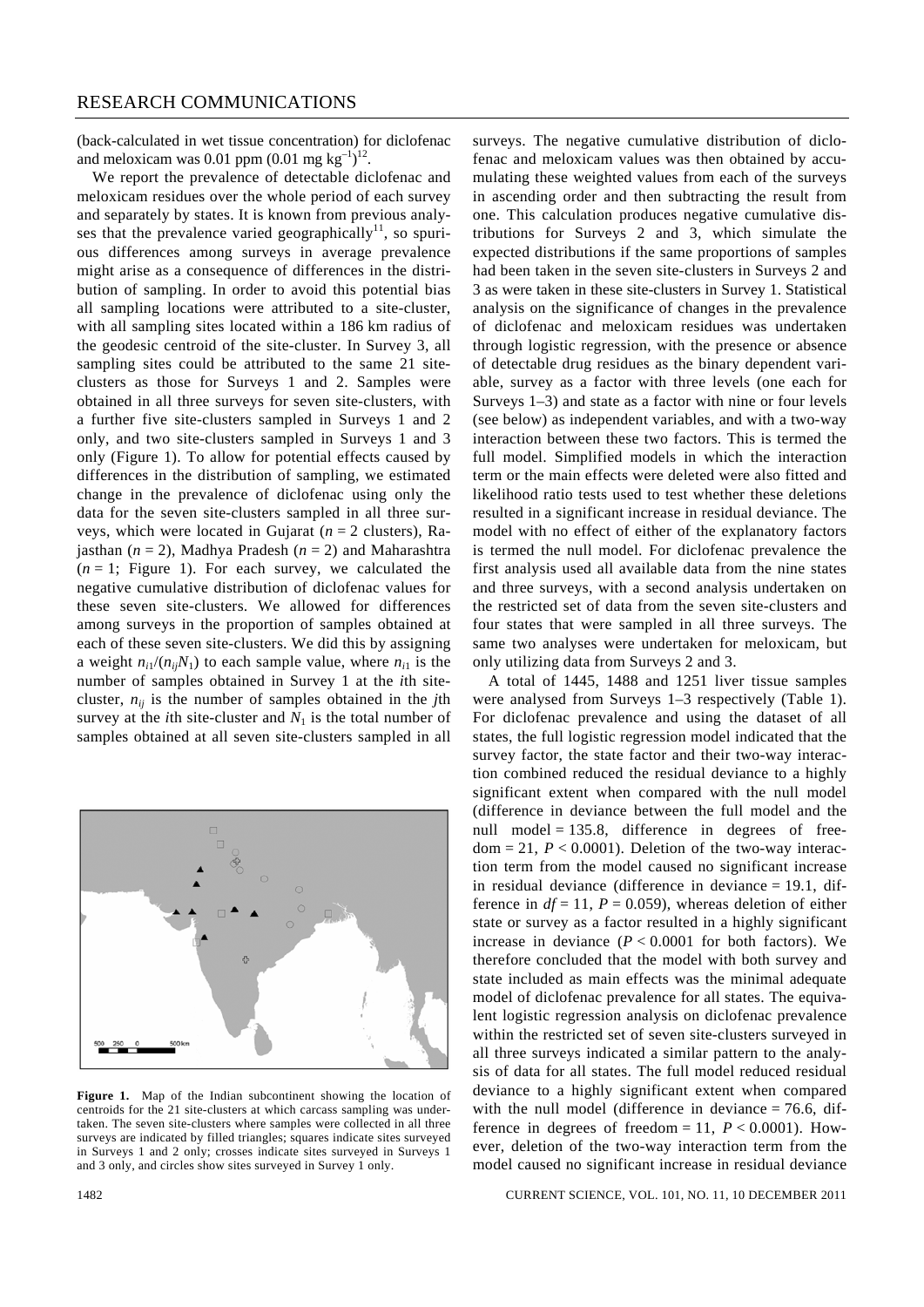(back-calculated in wet tissue concentration) for diclofenac and meloxicam was 0.01 ppm (0.01 mg $kg^{-1}$)[12].

We report the prevalence of detectable diclofenac and meloxicam residues over the whole period of each survey and separately by states. It is known from previous analyses that the prevalence varied geographically[11], so spurious differences among surveys in average prevalence might arise as a consequence of differences in the distribution of sampling. In order to avoid this potential bias all sampling locations were attributed to a site-cluster, with all sampling sites located within a 186 km radius of the geodesic centroid of the site-cluster. In Survey 3, all sampling sites could be attributed to the same 21 site-clusters as those for Surveys 1 and 2. Samples were obtained in all three surveys for seven site-clusters, with a further five site-clusters sampled in Surveys 1 and 2 only, and two site-clusters sampled in Surveys 1 and 3 only (Figure 1). To allow for potential effects caused by differences in the distribution of sampling, we estimated change in the prevalence of diclofenac using only the data for the seven site-clusters sampled in all three surveys, which were located in Gujarat ($n = 2$ clusters), Rajasthan ($n = 2$), Madhya Pradesh ($n = 2$) and Maharashtra ($n = 1$; Figure 1). For each survey, we calculated the negative cumulative distribution of diclofenac values for these seven site-clusters. We allowed for differences among surveys in the proportion of samples obtained at each of these seven site-clusters. We did this by assigning a weight $n_{i1}/(n_{ij}N_1)$ to each sample value, where $n_{i1}$ is the number of samples obtained in Survey 1 at the $i$th site-cluster, $n_{ij}$ is the number of samples obtained in the $j$th survey at the $i$th site-cluster and $N_1$ is the total number of samples obtained at all seven site-clusters sampled in all surveys. The negative cumulative distribution of diclofenac and meloxicam values was then obtained by accumulating these weighted values from each of the surveys in ascending order and then subtracting the result from one. This calculation produces negative cumulative distributions for Surveys 2 and 3, which simulate the expected distributions if the same proportions of samples had been taken in the seven site-clusters in Surveys 2 and 3 as were taken in these site-clusters in Survey 1. Statistical analysis on the significance of changes in the prevalence of diclofenac and meloxicam residues was undertaken through logistic regression, with the presence or absence of detectable drug residues as the binary dependent variable, survey as a factor with three levels (one each for Surveys 1–3) and state as a factor with nine or four levels (see below) as independent variables, and with a two-way interaction between these two factors. This is termed the full model. Simplified models in which the interaction term or the main effects were deleted were also fitted and likelihood ratio tests used to test whether these deletions resulted in a significant increase in residual deviance. The model with no effect of either of the explanatory factors is termed the null model. For diclofenac prevalence the first analysis used all available data from the nine states and three surveys, with a second analysis undertaken on the restricted set of data from the seven site-clusters and four states that were sampled in all three surveys. The same two analyses were undertaken for meloxicam, but only utilizing data from Surveys 2 and 3.

**Figure 1.** Map of the Indian subcontinent showing the location of centroids for the 21 site-clusters at which carcass sampling was undertaken. The seven site-clusters where samples were collected in all three surveys are indicated by filled triangles; squares indicate sites surveyed in Surveys 1 and 2 only; crosses indicate sites surveyed in Surveys 1 and 3 only, and circles show sites surveyed in Survey 1 only.

A total of 1445, 1488 and 1251 liver tissue samples were analysed from Surveys 1–3 respectively (Table 1). For diclofenac prevalence and using the dataset of all states, the full logistic regression model indicated that the survey factor, the state factor and their two-way interaction combined reduced the residual deviance to a highly significant extent when compared with the null model (difference in deviance between the full model and the null model = 135.8, difference in degrees of freedom = 21, $P < 0.0001$). Deletion of the two-way interaction term from the model caused no significant increase in residual deviance (difference in deviance = 19.1, difference in $df = 11$, $P = 0.059$), whereas deletion of either state or survey as a factor resulted in a highly significant increase in deviance ($P < 0.0001$ for both factors). We therefore concluded that the model with both survey and state included as main effects was the minimal adequate model of diclofenac prevalence for all states. The equivalent logistic regression analysis on diclofenac prevalence within the restricted set of seven site-clusters surveyed in all three surveys indicated a similar pattern to the analysis of data for all states. The full model reduced residual deviance to a highly significant extent when compared with the null model (difference in deviance = 76.6, difference in degrees of freedom = 11, $P < 0.0001$). However, deletion of the two-way interaction term from the model caused no significant increase in residual deviance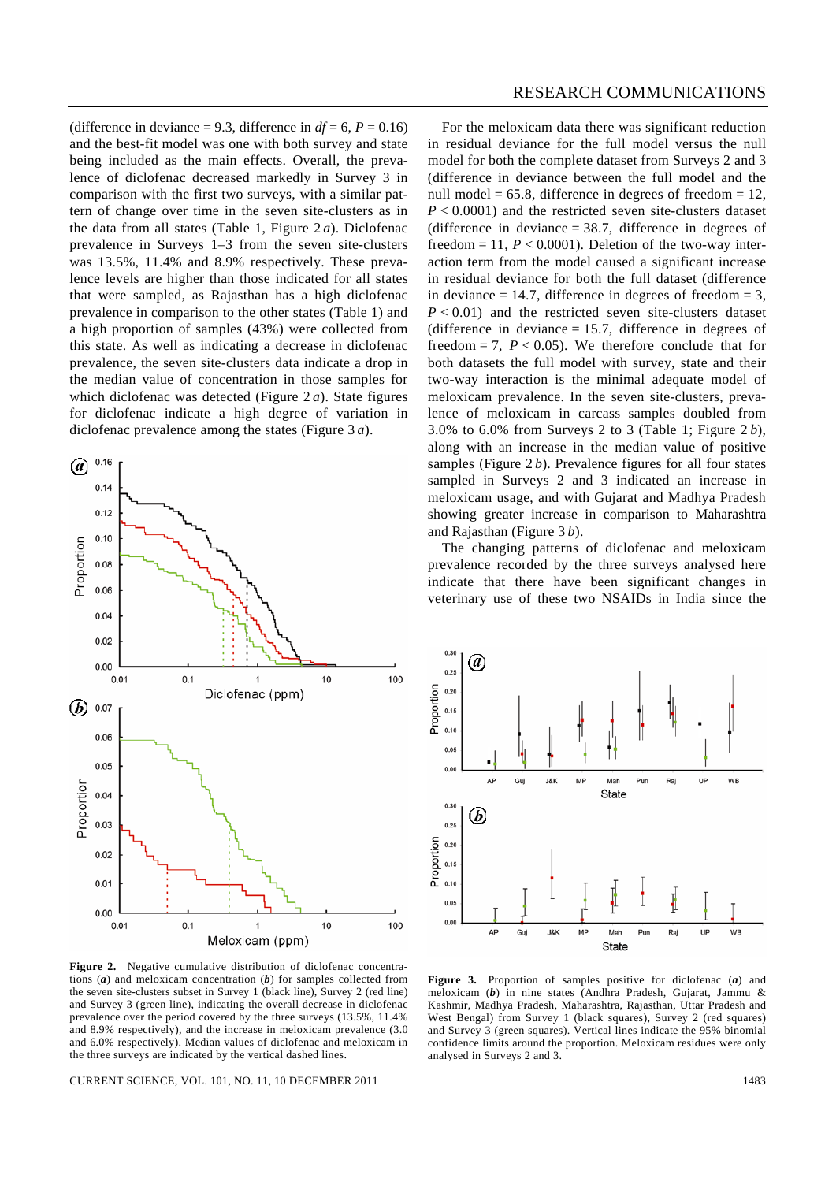(difference in deviance = 9.3, difference in $df = 6$, $P = 0.16$) and the best-fit model was one with both survey and state being included as the main effects. Overall, the prevalence of diclofenac decreased markedly in Survey 3 in comparison with the first two surveys, with a similar pattern of change over time in the seven site-clusters as in the data from all states (Table 1, Figure 2 *a*). Diclofenac prevalence in Surveys 1–3 from the seven site-clusters was 13.5%, 11.4% and 8.9% respectively. These prevalence levels are higher than those indicated for all states that were sampled, as Rajasthan has a high diclofenac prevalence in comparison to the other states (Table 1) and a high proportion of samples (43%) were collected from this state. As well as indicating a decrease in diclofenac prevalence, the seven site-clusters data indicate a drop in the median value of concentration in those samples for which diclofenac was detected (Figure 2 *a*). State figures for diclofenac indicate a high degree of variation in diclofenac prevalence among the states (Figure 3 *a*).

For the meloxicam data there was significant reduction in residual deviance for the full model versus the null model for both the complete dataset from Surveys 2 and 3 (difference in deviance between the full model and the null model = 65.8, difference in degrees of freedom = 12, $P < 0.0001$) and the restricted seven site-clusters dataset (difference in deviance = 38.7, difference in degrees of freedom = 11, $P < 0.0001$). Deletion of the two-way interaction term from the model caused a significant increase in residual deviance for both the full dataset (difference in deviance = 14.7, difference in degrees of freedom = 3, $P < 0.01$) and the restricted seven site-clusters dataset (difference in deviance = 15.7, difference in degrees of freedom = 7, $P < 0.05$). We therefore conclude that for both datasets the full model with survey, state and their two-way interaction is the minimal adequate model of meloxicam prevalence. In the seven site-clusters, prevalence of meloxicam in carcass samples doubled from 3.0% to 6.0% from Surveys 2 to 3 (Table 1; Figure 2 *b*), along with an increase in the median value of positive samples (Figure 2 *b*). Prevalence figures for all four states sampled in Surveys 2 and 3 indicated an increase in meloxicam usage, and with Gujarat and Madhya Pradesh showing greater increase in comparison to Maharashtra and Rajasthan (Figure 3 *b*).

The changing patterns of diclofenac and meloxicam prevalence recorded by the three surveys analysed here indicate that there have been significant changes in veterinary use of these two NSAIDs in India since the

**Figure 2.** Negative cumulative distribution of diclofenac concentrations (***a***) and meloxicam concentration (***b***) for samples collected from the seven site-clusters subset in Survey 1 (black line), Survey 2 (red line) and Survey 3 (green line), indicating the overall decrease in diclofenac prevalence over the period covered by the three surveys (13.5%, 11.4% and 8.9% respectively), and the increase in meloxicam prevalence (3.0 and 6.0% respectively). Median values of diclofenac and meloxicam in the three surveys are indicated by the vertical dashed lines.

**Figure 3.** Proportion of samples positive for diclofenac (***a***) and meloxicam (***b***) in nine states (Andhra Pradesh, Gujarat, Jammu & Kashmir, Madhya Pradesh, Maharashtra, Rajasthan, Uttar Pradesh and West Bengal) from Survey 1 (black squares), Survey 2 (red squares) and Survey 3 (green squares). Vertical lines indicate the 95% binomial confidence limits around the proportion. Meloxicam residues were only analysed in Surveys 2 and 3.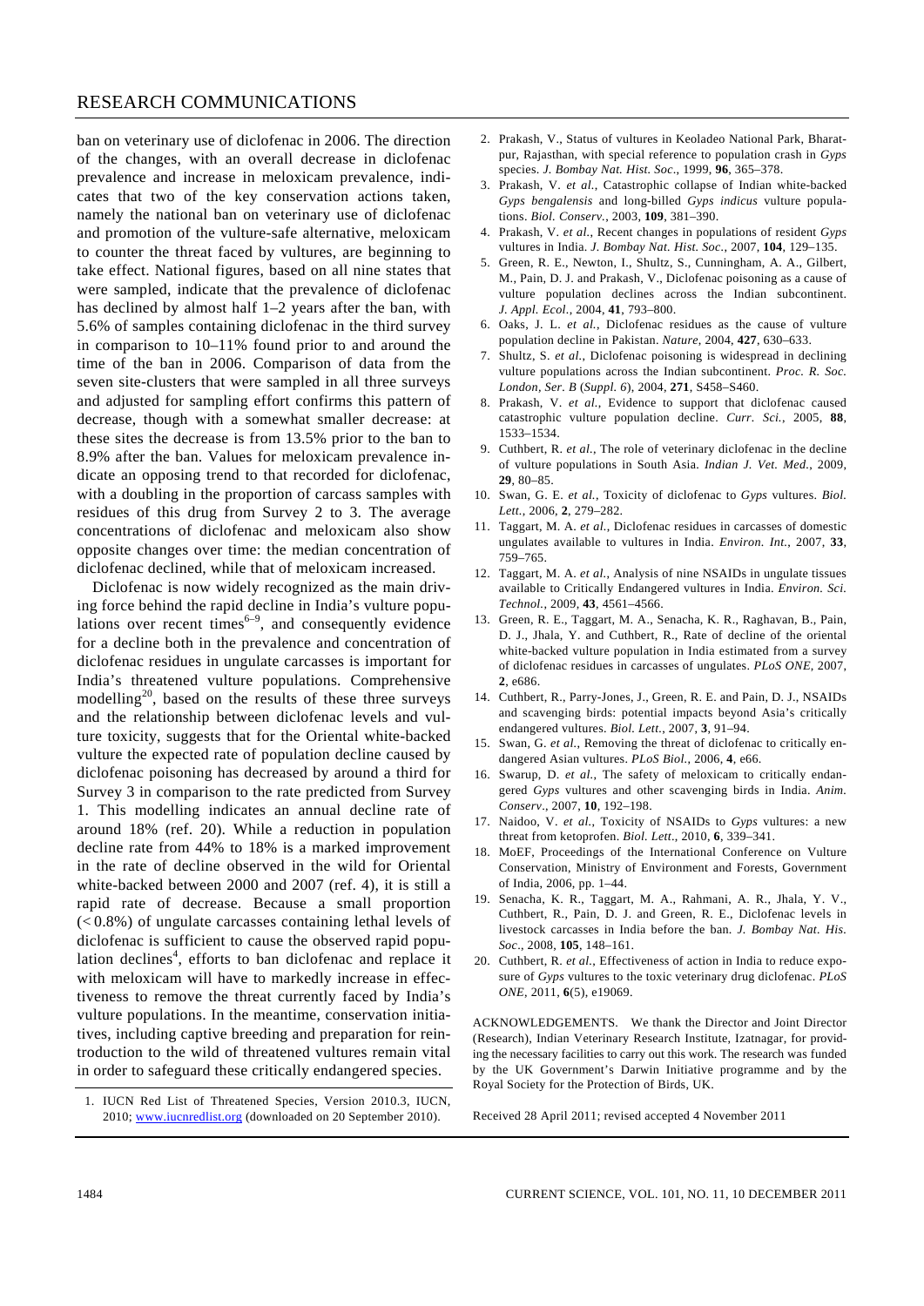ban on veterinary use of diclofenac in 2006. The direction of the changes, with an overall decrease in diclofenac prevalence and increase in meloxicam prevalence, indicates that two of the key conservation actions taken, namely the national ban on veterinary use of diclofenac and promotion of the vulture-safe alternative, meloxicam to counter the threat faced by vultures, are beginning to take effect. National figures, based on all nine states that were sampled, indicate that the prevalence of diclofenac has declined by almost half 1–2 years after the ban, with 5.6% of samples containing diclofenac in the third survey in comparison to 10–11% found prior to and around the time of the ban in 2006. Comparison of data from the seven site-clusters that were sampled in all three surveys and adjusted for sampling effort confirms this pattern of decrease, though with a somewhat smaller decrease: at these sites the decrease is from 13.5% prior to the ban to 8.9% after the ban. Values for meloxicam prevalence indicate an opposing trend to that recorded for diclofenac, with a doubling in the proportion of carcass samples with residues of this drug from Survey 2 to 3. The average concentrations of diclofenac and meloxicam also show opposite changes over time: the median concentration of diclofenac declined, while that of meloxicam increased.

Diclofenac is now widely recognized as the main driving force behind the rapid decline in India's vulture populations over recent times[6–9], and consequently evidence for a decline both in the prevalence and concentration of diclofenac residues in ungulate carcasses is important for India's threatened vulture populations. Comprehensive modelling[20], based on the results of these three surveys and the relationship between diclofenac levels and vulture toxicity, suggests that for the Oriental white-backed vulture the expected rate of population decline caused by diclofenac poisoning has decreased by around a third for Survey 3 in comparison to the rate predicted from Survey 1. This modelling indicates an annual decline rate of around 18% (ref. 20). While a reduction in population decline rate from 44% to 18% is a marked improvement in the rate of decline observed in the wild for Oriental white-backed between 2000 and 2007 (ref. 4), it is still a rapid rate of decrease. Because a small proportion (< 0.8%) of ungulate carcasses containing lethal levels of diclofenac is sufficient to cause the observed rapid population declines[4], efforts to ban diclofenac and replace it with meloxicam will have to markedly increase in effectiveness to remove the threat currently faced by India's vulture populations. In the meantime, conservation initiatives, including captive breeding and preparation for reintroduction to the wild of threatened vultures remain vital in order to safeguard these critically endangered species.

1. IUCN Red List of Threatened Species, Version 2010.3, IUCN, 2010; www.iucnredlist.org (downloaded on 20 September 2010).
2. Prakash, V., Status of vultures in Keoladeo National Park, Bharatpur, Rajasthan, with special reference to population crash in *Gyps* species. *J. Bombay Nat. Hist. Soc*., 1999, **96**, 365–378.
3. Prakash, V. *et al.*, Catastrophic collapse of Indian white-backed *Gyps bengalensis* and long-billed *Gyps indicus* vulture populations. *Biol. Conserv.*, 2003, **109**, 381–390.
4. Prakash, V. *et al.*, Recent changes in populations of resident *Gyps* vultures in India. *J. Bombay Nat. Hist. Soc.*, 2007, **104**, 129–135.
5. Green, R. E., Newton, I., Shultz, S., Cunningham, A. A., Gilbert, M., Pain, D. J. and Prakash, V., Diclofenac poisoning as a cause of vulture population declines across the Indian subcontinent. *J. Appl. Ecol.*, 2004, **41**, 793–800.
6. Oaks, J. L. *et al.*, Diclofenac residues as the cause of vulture population decline in Pakistan. *Nature*, 2004, **427**, 630–633.
7. Shultz, S. *et al.*, Diclofenac poisoning is widespread in declining vulture populations across the Indian subcontinent. *Proc. R. Soc. London, Ser. B* (*Suppl. 6*), 2004, **271**, S458–S460.
8. Prakash, V. *et al.*, Evidence to support that diclofenac caused catastrophic vulture population decline. *Curr. Sci.*, 2005, **88**, 1533–1534.
9. Cuthbert, R. *et al.*, The role of veterinary diclofenac in the decline of vulture populations in South Asia. *Indian J. Vet. Med.*, 2009, **29**, 80–85.
10. Swan, G. E. *et al.*, Toxicity of diclofenac to *Gyps* vultures. *Biol. Lett.*, 2006, **2**, 279–282.
11. Taggart, M. A. *et al.*, Diclofenac residues in carcasses of domestic ungulates available to vultures in India. *Environ. Int.*, 2007, **33**, 759–765.
12. Taggart, M. A. *et al.*, Analysis of nine NSAIDs in ungulate tissues available to Critically Endangered vultures in India. *Environ. Sci. Technol.*, 2009, **43**, 4561–4566.
13. Green, R. E., Taggart, M. A., Senacha, K. R., Raghavan, B., Pain, D. J., Jhala, Y. and Cuthbert, R., Rate of decline of the oriental white-backed vulture population in India estimated from a survey of diclofenac residues in carcasses of ungulates. *PLoS ONE*, 2007, **2**, e686.
14. Cuthbert, R., Parry-Jones, J., Green, R. E. and Pain, D. J., NSAIDs and scavenging birds: potential impacts beyond Asia's critically endangered vultures. *Biol. Lett.*, 2007, **3**, 91–94.
15. Swan, G. *et al.*, Removing the threat of diclofenac to critically endangered Asian vultures. *PLoS Biol.*, 2006, **4**, e66.
16. Swarup, D. *et al.*, The safety of meloxicam to critically endangered *Gyps* vultures and other scavenging birds in India. *Anim. Conserv*., 2007, **10**, 192–198.
17. Naidoo, V. *et al.*, Toxicity of NSAIDs to *Gyps* vultures: a new threat from ketoprofen. *Biol. Lett*., 2010, **6**, 339–341.
18. MoEF, Proceedings of the International Conference on Vulture Conservation, Ministry of Environment and Forests, Government of India, 2006, pp. 1–44.
19. Senacha, K. R., Taggart, M. A., Rahmani, A. R., Jhala, Y. V., Cuthbert, R., Pain, D. J. and Green, R. E., Diclofenac levels in livestock carcasses in India before the ban. *J. Bombay Nat. His. Soc*., 2008, **105**, 148–161.
20. Cuthbert, R. *et al.*, Effectiveness of action in India to reduce exposure of *Gyps* vultures to the toxic veterinary drug diclofenac. *PLoS ONE*, 2011, **6**(5), e19069.

ACKNOWLEDGEMENTS. We thank the Director and Joint Director (Research), Indian Veterinary Research Institute, Izatnagar, for providing the necessary facilities to carry out this work. The research was funded by the UK Government's Darwin Initiative programme and by the Royal Society for the Protection of Birds, UK.

Received 28 April 2011; revised accepted 4 November 2011